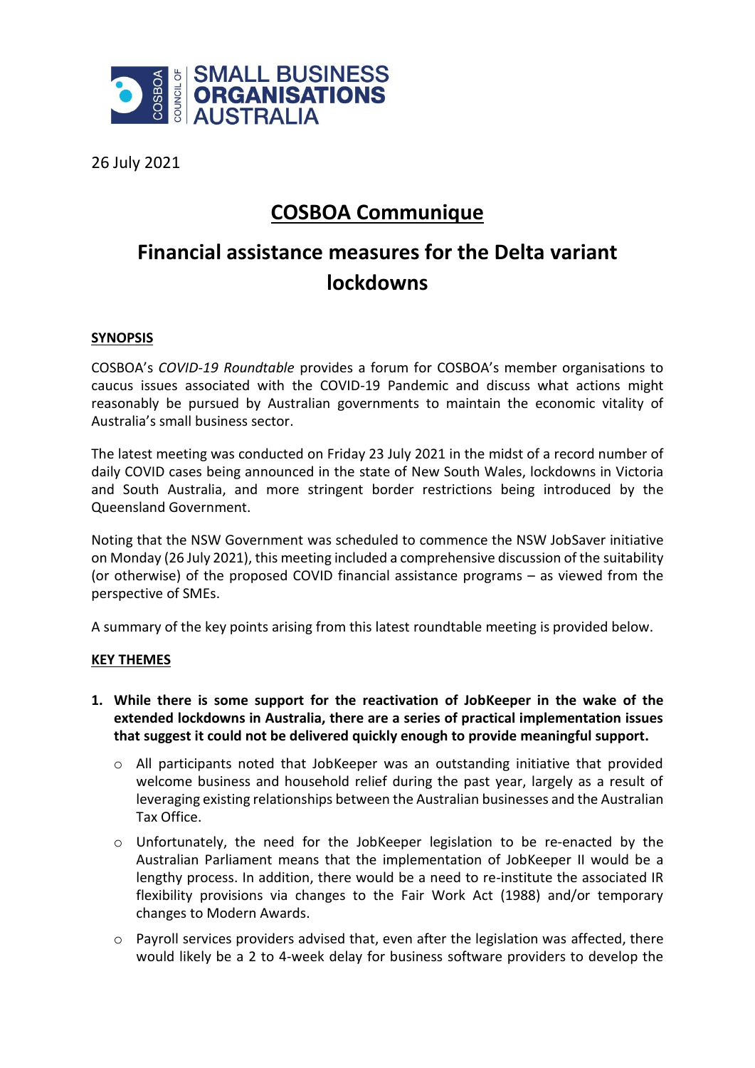COUNCIL OF SMALL BUSINESS ORGANISATIONS AUSTRALIA

26 July 2021

# COSBOA Communique

# Financial assistance measures for the Delta variant lockdowns

## SYNOPSIS

COSBOA's *COVID-19 Roundtable* provides a forum for COSBOA's member organisations to caucus issues associated with the COVID-19 Pandemic and discuss what actions might reasonably be pursued by Australian governments to maintain the economic vitality of Australia's small business sector.

The latest meeting was conducted on Friday 23 July 2021 in the midst of a record number of daily COVID cases being announced in the state of New South Wales, lockdowns in Victoria and South Australia, and more stringent border restrictions being introduced by the Queensland Government.

Noting that the NSW Government was scheduled to commence the NSW JobSaver initiative on Monday (26 July 2021), this meeting included a comprehensive discussion of the suitability (or otherwise) of the proposed COVID financial assistance programs – as viewed from the perspective of SMEs.

A summary of the key points arising from this latest roundtable meeting is provided below.

## KEY THEMES

1. **While there is some support for the reactivation of JobKeeper in the wake of the extended lockdowns in Australia, there are a series of practical implementation issues that suggest it could not be delivered quickly enough to provide meaningful support.**
   - All participants noted that JobKeeper was an outstanding initiative that provided welcome business and household relief during the past year, largely as a result of leveraging existing relationships between the Australian businesses and the Australian Tax Office.
   - Unfortunately, the need for the JobKeeper legislation to be re-enacted by the Australian Parliament means that the implementation of JobKeeper II would be a lengthy process. In addition, there would be a need to re-institute the associated IR flexibility provisions via changes to the Fair Work Act (1988) and/or temporary changes to Modern Awards.
   - Payroll services providers advised that, even after the legislation was affected, there would likely be a 2 to 4-week delay for business software providers to develop the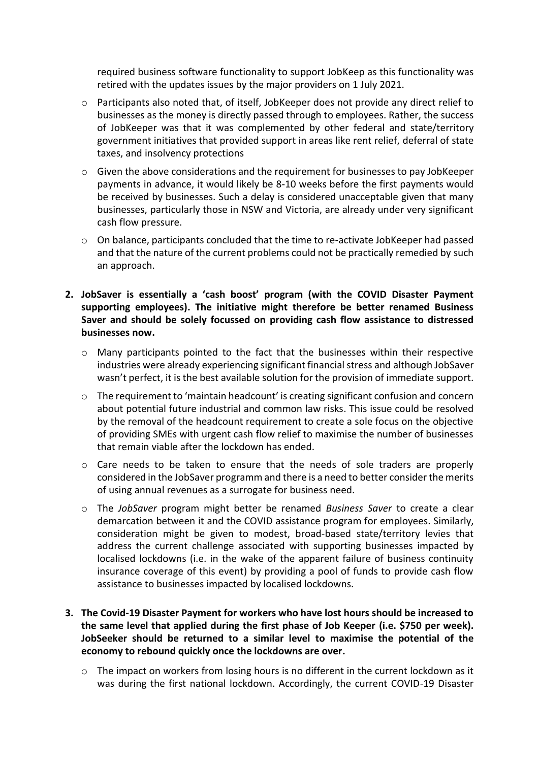required business software functionality to support JobKeep as this functionality was retired with the updates issues by the major providers on 1 July 2021.

- Participants also noted that, of itself, JobKeeper does not provide any direct relief to businesses as the money is directly passed through to employees. Rather, the success of JobKeeper was that it was complemented by other federal and state/territory government initiatives that provided support in areas like rent relief, deferral of state taxes, and insolvency protections
- Given the above considerations and the requirement for businesses to pay JobKeeper payments in advance, it would likely be 8-10 weeks before the first payments would be received by businesses. Such a delay is considered unacceptable given that many businesses, particularly those in NSW and Victoria, are already under very significant cash flow pressure.
- On balance, participants concluded that the time to re-activate JobKeeper had passed and that the nature of the current problems could not be practically remedied by such an approach.

2. **JobSaver is essentially a 'cash boost' program (with the COVID Disaster Payment supporting employees). The initiative might therefore be better renamed Business Saver and should be solely focussed on providing cash flow assistance to distressed businesses now.**
   - Many participants pointed to the fact that the businesses within their respective industries were already experiencing significant financial stress and although JobSaver wasn't perfect, it is the best available solution for the provision of immediate support.
   - The requirement to 'maintain headcount' is creating significant confusion and concern about potential future industrial and common law risks. This issue could be resolved by the removal of the headcount requirement to create a sole focus on the objective of providing SMEs with urgent cash flow relief to maximise the number of businesses that remain viable after the lockdown has ended.
   - Care needs to be taken to ensure that the needs of sole traders are properly considered in the JobSaver programm and there is a need to better consider the merits of using annual revenues as a surrogate for business need.
   - The *JobSaver* program might better be renamed *Business Saver* to create a clear demarcation between it and the COVID assistance program for employees. Similarly, consideration might be given to modest, broad-based state/territory levies that address the current challenge associated with supporting businesses impacted by localised lockdowns (i.e. in the wake of the apparent failure of business continuity insurance coverage of this event) by providing a pool of funds to provide cash flow assistance to businesses impacted by localised lockdowns.

3. **The Covid-19 Disaster Payment for workers who have lost hours should be increased to the same level that applied during the first phase of Job Keeper (i.e. $750 per week). JobSeeker should be returned to a similar level to maximise the potential of the economy to rebound quickly once the lockdowns are over.**
   - The impact on workers from losing hours is no different in the current lockdown as it was during the first national lockdown. Accordingly, the current COVID-19 Disaster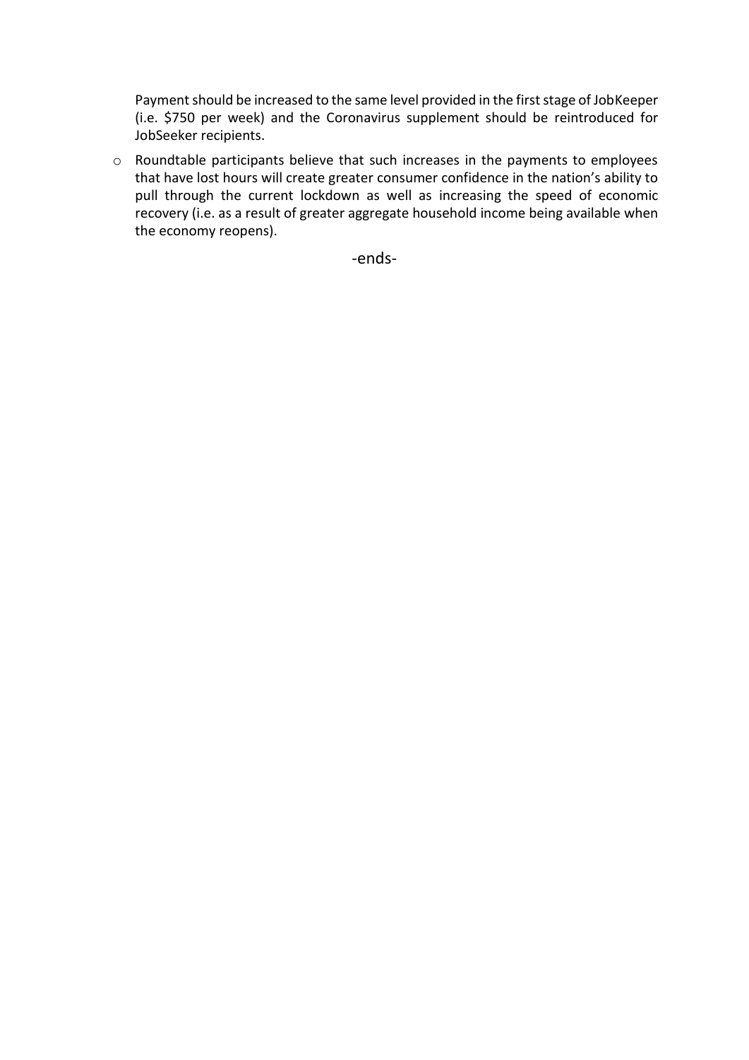Payment should be increased to the same level provided in the first stage of JobKeeper (i.e. $750 per week) and the Coronavirus supplement should be reintroduced for JobSeeker recipients.

- Roundtable participants believe that such increases in the payments to employees that have lost hours will create greater consumer confidence in the nation's ability to pull through the current lockdown as well as increasing the speed of economic recovery (i.e. as a result of greater aggregate household income being available when the economy reopens).

-ends-